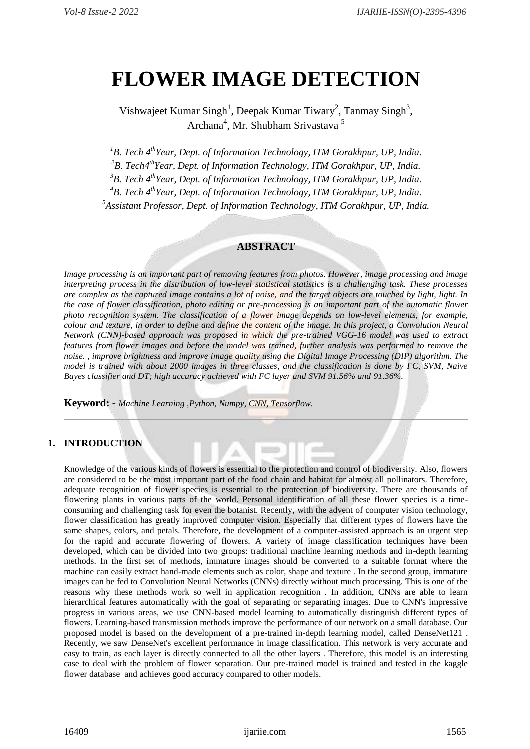# FLOWER IMAGE DETECTION

Vishwajeet Kumar Singh[1], Deepak Kumar Tiwary[2], Tanmay Singh[3], Archana[4], Mr. Shubham Srivastava [5]

*[1]B. Tech 4th Year, Dept. of Information Technology, ITM Gorakhpur, UP, India.*
*[2]B. Tech4th Year, Dept. of Information Technology, ITM Gorakhpur, UP, India.*
*[3]B. Tech 4th Year, Dept. of Information Technology, ITM Gorakhpur, UP, India.*
*[4]B. Tech 4th Year, Dept. of Information Technology, ITM Gorakhpur, UP, India.*
*[5]Assistant Professor, Dept. of Information Technology, ITM Gorakhpur, UP, India.*

## ABSTRACT

*Image processing is an important part of removing features from photos. However, image processing and image interpreting process in the distribution of low-level statistical statistics is a challenging task. These processes are complex as the captured image contains a lot of noise, and the target objects are touched by light, light. In the case of flower classification, photo editing or pre-processing is an important part of the automatic flower photo recognition system. The classification of a flower image depends on low-level elements, for example, colour and texture, in order to define and define the content of the image. In this project, a Convolution Neural Network (CNN)-based approach was proposed in which the pre-trained VGG-16 model was used to extract features from flower images and before the model was trained, further analysis was performed to remove the noise. , improve brightness and improve image quality using the Digital Image Processing (DIP) algorithm. The model is trained with about 2000 images in three classes, and the classification is done by FC, SVM, Naive Bayes classifier and DT; high accuracy achieved with FC layer and SVM 91.56% and 91.36%.*

**Keyword: -** *Machine Learning ,Python, Numpy, CNN, Tensorflow.*

---

## 1. INTRODUCTION

Knowledge of the various kinds of flowers is essential to the protection and control of biodiversity. Also, flowers are considered to be the most important part of the food chain and habitat for almost all pollinators. Therefore, adequate recognition of flower species is essential to the protection of biodiversity. There are thousands of flowering plants in various parts of the world. Personal identification of all these flower species is a time-consuming and challenging task for even the botanist. Recently, with the advent of computer vision technology, flower classification has greatly improved computer vision. Especially that different types of flowers have the same shapes, colors, and petals. Therefore, the development of a computer-assisted approach is an urgent step for the rapid and accurate flowering of flowers. A variety of image classification techniques have been developed, which can be divided into two groups: traditional machine learning methods and in-depth learning methods. In the first set of methods, immature images should be converted to a suitable format where the machine can easily extract hand-made elements such as color, shape and texture . In the second group, immature images can be fed to Convolution Neural Networks (CNNs) directly without much processing. This is one of the reasons why these methods work so well in application recognition . In addition, CNNs are able to learn hierarchical features automatically with the goal of separating or separating images. Due to CNN's impressive progress in various areas, we use CNN-based model learning to automatically distinguish different types of flowers. Learning-based transmission methods improve the performance of our network on a small database. Our proposed model is based on the development of a pre-trained in-depth learning model, called DenseNet121 . Recently, we saw DenseNet's excellent performance in image classification. This network is very accurate and easy to train, as each layer is directly connected to all the other layers . Therefore, this model is an interesting case to deal with the problem of flower separation. Our pre-trained model is trained and tested in the kaggle flower database and achieves good accuracy compared to other models.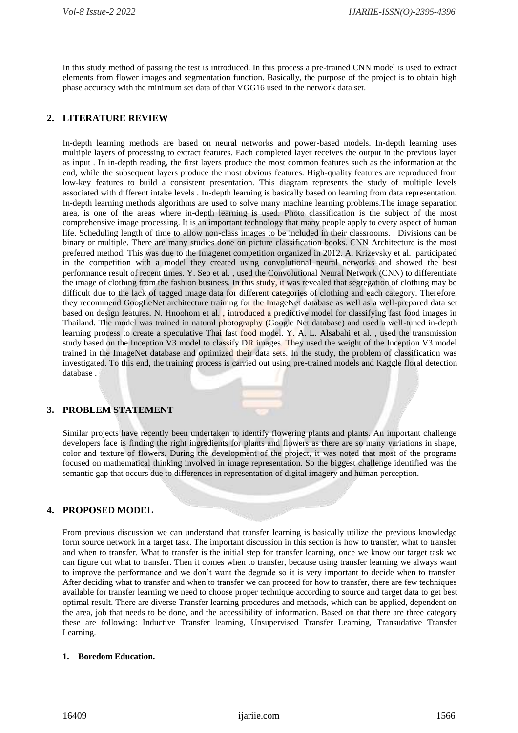In this study method of passing the test is introduced. In this process a pre-trained CNN model is used to extract elements from flower images and segmentation function. Basically, the purpose of the project is to obtain high phase accuracy with the minimum set data of that VGG16 used in the network data set.

## 2. LITERATURE REVIEW

In-depth learning methods are based on neural networks and power-based models. In-depth learning uses multiple layers of processing to extract features. Each completed layer receives the output in the previous layer as input . In in-depth reading, the first layers produce the most common features such as the information at the end, while the subsequent layers produce the most obvious features. High-quality features are reproduced from low-key features to build a consistent presentation. This diagram represents the study of multiple levels associated with different intake levels . In-depth learning is basically based on learning from data representation. In-depth learning methods algorithms are used to solve many machine learning problems.The image separation area, is one of the areas where in-depth learning is used. Photo classification is the subject of the most comprehensive image processing. It is an important technology that many people apply to every aspect of human life. Scheduling length of time to allow non-class images to be included in their classrooms. . Divisions can be binary or multiple. There are many studies done on picture classification books. CNN Architecture is the most preferred method. This was due to the Imagenet competition organized in 2012. A. Krizevsky et al. participated in the competition with a model they created using convolutional neural networks and showed the best performance result of recent times. Y. Seo et al. , used the Convolutional Neural Network (CNN) to differentiate the image of clothing from the fashion business. In this study, it was revealed that segregation of clothing may be difficult due to the lack of tagged image data for different categories of clothing and each category. Therefore, they recommend GoogLeNet architecture training for the ImageNet database as well as a well-prepared data set based on design features. N. Hnoohom et al. , introduced a predictive model for classifying fast food images in Thailand. The model was trained in natural photography (Google Net database) and used a well-tuned in-depth learning process to create a speculative Thai fast food model. Y. A. L. Alsabahi et al. , used the transmission study based on the Inception V3 model to classify DR images. They used the weight of the Inception V3 model trained in the ImageNet database and optimized their data sets. In the study, the problem of classification was investigated. To this end, the training process is carried out using pre-trained models and Kaggle floral detection database .

## 3. PROBLEM STATEMENT

Similar projects have recently been undertaken to identify flowering plants and plants. An important challenge developers face is finding the right ingredients for plants and flowers as there are so many variations in shape, color and texture of flowers. During the development of the project, it was noted that most of the programs focused on mathematical thinking involved in image representation. So the biggest challenge identified was the semantic gap that occurs due to differences in representation of digital imagery and human perception.

## 4. PROPOSED MODEL

From previous discussion we can understand that transfer learning is basically utilize the previous knowledge form source network in a target task. The important discussion in this section is how to transfer, what to transfer and when to transfer. What to transfer is the initial step for transfer learning, once we know our target task we can figure out what to transfer. Then it comes when to transfer, because using transfer learning we always want to improve the performance and we don't want the degrade so it is very important to decide when to transfer. After deciding what to transfer and when to transfer we can proceed for how to transfer, there are few techniques available for transfer learning we need to choose proper technique according to source and target data to get best optimal result. There are diverse Transfer learning procedures and methods, which can be applied, dependent on the area, job that needs to be done, and the accessibility of information. Based on that there are three category these are following: Inductive Transfer learning, Unsupervised Transfer Learning, Transudative Transfer Learning.

1. **Boredom Education.**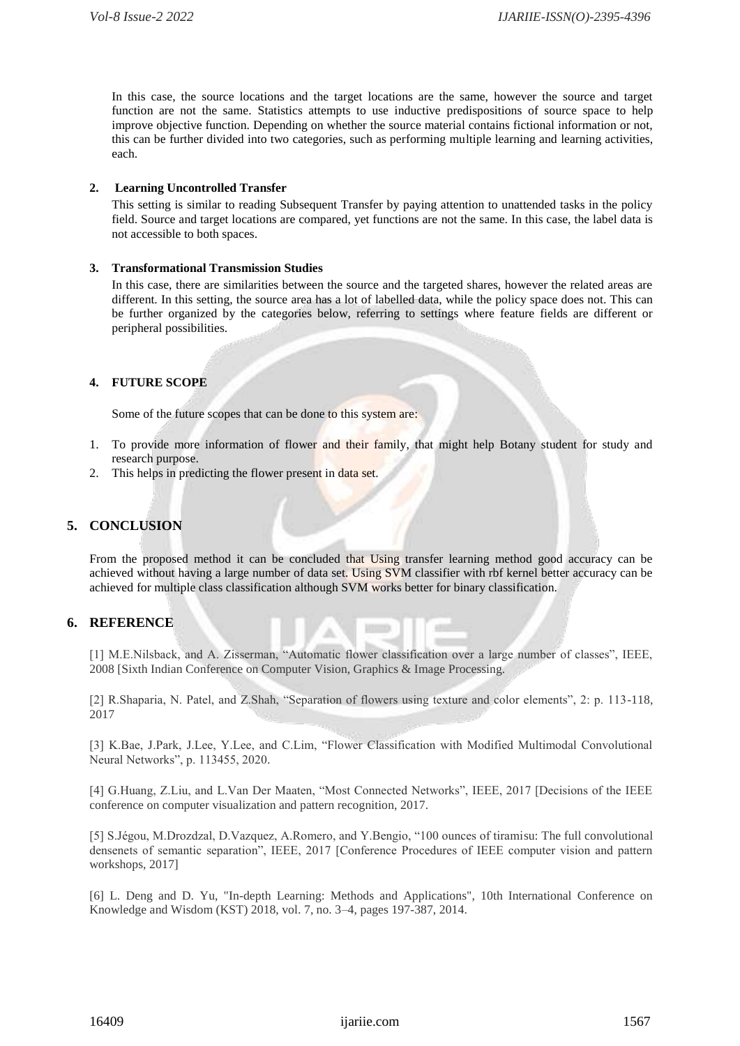In this case, the source locations and the target locations are the same, however the source and target function are not the same. Statistics attempts to use inductive predispositions of source space to help improve objective function. Depending on whether the source material contains fictional information or not, this can be further divided into two categories, such as performing multiple learning and learning activities, each.

**2. Learning Uncontrolled Transfer**

This setting is similar to reading Subsequent Transfer by paying attention to unattended tasks in the policy field. Source and target locations are compared, yet functions are not the same. In this case, the label data is not accessible to both spaces.

**3. Transformational Transmission Studies**

In this case, there are similarities between the source and the targeted shares, however the related areas are different. In this setting, the source area has a lot of labelled data, while the policy space does not. This can be further organized by the categories below, referring to settings where feature fields are different or peripheral possibilities.

## 4. FUTURE SCOPE

Some of the future scopes that can be done to this system are:

1. To provide more information of flower and their family, that might help Botany student for study and research purpose.
2. This helps in predicting the flower present in data set.

## 5. CONCLUSION

From the proposed method it can be concluded that Using transfer learning method good accuracy can be achieved without having a large number of data set. Using SVM classifier with rbf kernel better accuracy can be achieved for multiple class classification although SVM works better for binary classification.

## 6. REFERENCE

[1] M.E.Nilsback, and A. Zisserman, "Automatic flower classification over a large number of classes", IEEE, 2008 [Sixth Indian Conference on Computer Vision, Graphics & Image Processing.

[2] R.Shaparia, N. Patel, and Z.Shah, "Separation of flowers using texture and color elements", 2: p. 113-118, 2017

[3] K.Bae, J.Park, J.Lee, Y.Lee, and C.Lim, "Flower Classification with Modified Multimodal Convolutional Neural Networks", p. 113455, 2020.

[4] G.Huang, Z.Liu, and L.Van Der Maaten, "Most Connected Networks", IEEE, 2017 [Decisions of the IEEE conference on computer visualization and pattern recognition, 2017.

[5] S.Jégou, M.Drozdzal, D.Vazquez, A.Romero, and Y.Bengio, "100 ounces of tiramisu: The full convolutional densenets of semantic separation", IEEE, 2017 [Conference Procedures of IEEE computer vision and pattern workshops, 2017]

[6] L. Deng and D. Yu, "In-depth Learning: Methods and Applications", 10th International Conference on Knowledge and Wisdom (KST) 2018, vol. 7, no. 3–4, pages 197-387, 2014.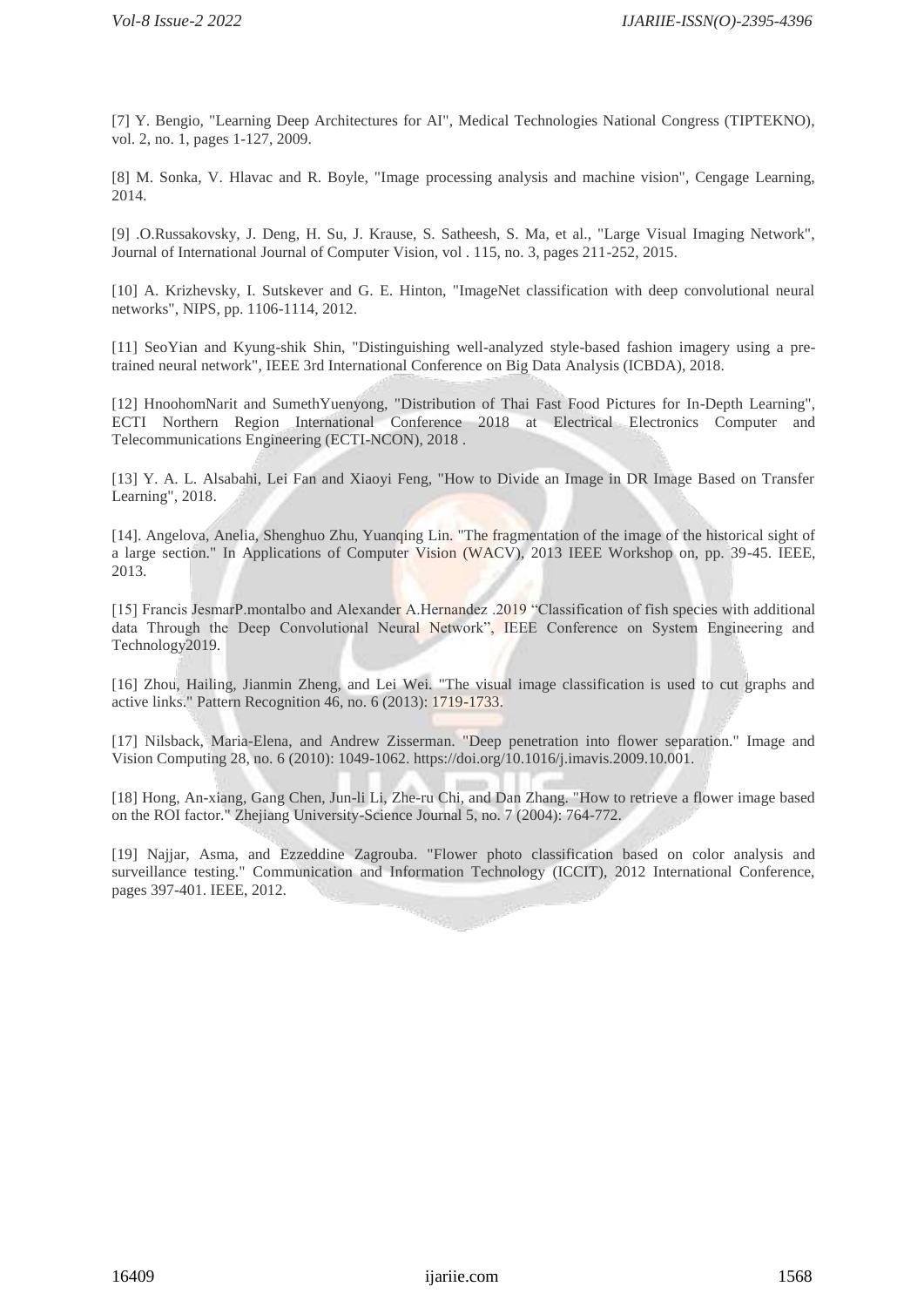[7] Y. Bengio, "Learning Deep Architectures for AI", Medical Technologies National Congress (TIPTEKNO), vol. 2, no. 1, pages 1-127, 2009.

[8] M. Sonka, V. Hlavac and R. Boyle, "Image processing analysis and machine vision", Cengage Learning, 2014.

[9] .O.Russakovsky, J. Deng, H. Su, J. Krause, S. Satheesh, S. Ma, et al., "Large Visual Imaging Network", Journal of International Journal of Computer Vision, vol . 115, no. 3, pages 211-252, 2015.

[10] A. Krizhevsky, I. Sutskever and G. E. Hinton, "ImageNet classification with deep convolutional neural networks", NIPS, pp. 1106-1114, 2012.

[11] SeoYian and Kyung-shik Shin, "Distinguishing well-analyzed style-based fashion imagery using a pre-trained neural network", IEEE 3rd International Conference on Big Data Analysis (ICBDA), 2018.

[12] HnoohomNarit and SumethYuenyong, "Distribution of Thai Fast Food Pictures for In-Depth Learning", ECTI Northern Region International Conference 2018 at Electrical Electronics Computer and Telecommunications Engineering (ECTI-NCON), 2018 .

[13] Y. A. L. Alsabahi, Lei Fan and Xiaoyi Feng, "How to Divide an Image in DR Image Based on Transfer Learning", 2018.

[14]. Angelova, Anelia, Shenghuo Zhu, Yuanqing Lin. "The fragmentation of the image of the historical sight of a large section." In Applications of Computer Vision (WACV), 2013 IEEE Workshop on, pp. 39-45. IEEE, 2013.

[15] Francis JesmarP.montalbo and Alexander A.Hernandez .2019 "Classification of fish species with additional data Through the Deep Convolutional Neural Network", IEEE Conference on System Engineering and Technology2019.

[16] Zhou, Hailing, Jianmin Zheng, and Lei Wei. "The visual image classification is used to cut graphs and active links." Pattern Recognition 46, no. 6 (2013): 1719-1733.

[17] Nilsback, Maria-Elena, and Andrew Zisserman. "Deep penetration into flower separation." Image and Vision Computing 28, no. 6 (2010): 1049-1062. https://doi.org/10.1016/j.imavis.2009.10.001.

[18] Hong, An-xiang, Gang Chen, Jun-li Li, Zhe-ru Chi, and Dan Zhang. "How to retrieve a flower image based on the ROI factor." Zhejiang University-Science Journal 5, no. 7 (2004): 764-772.

[19] Najjar, Asma, and Ezzeddine Zagrouba. "Flower photo classification based on color analysis and surveillance testing." Communication and Information Technology (ICCIT), 2012 International Conference, pages 397-401. IEEE, 2012.